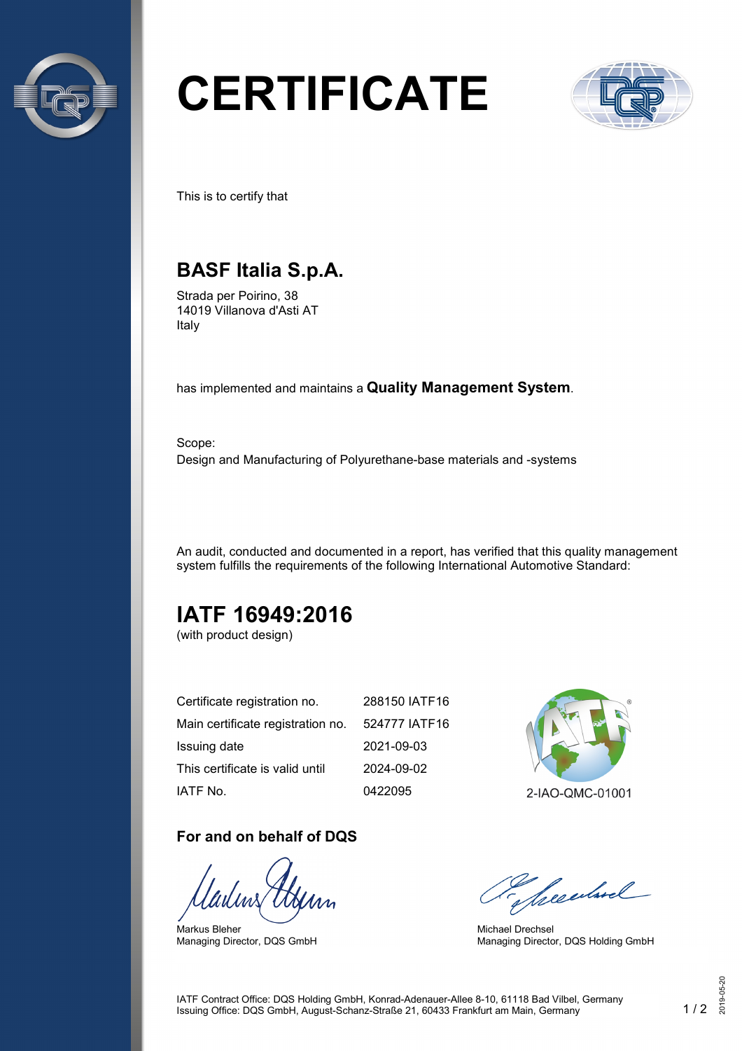# CERTIFICATE

This is to certify that

## BASF Italia S.p.A.

Strada per Poirino, 38
14019 Villanova d'Asti AT
Italy

has implemented and maintains a **Quality Management System**.

Scope:
Design and Manufacturing of Polyurethane-base materials and -systems

An audit, conducted and documented in a report, has verified that this quality management system fulfills the requirements of the following International Automotive Standard:

## IATF 16949:2016

(with product design)

| | |
|---|---|
| Certificate registration no. | 288150 IATF16 |
| Main certificate registration no. | 524777 IATF16 |
| Issuing date | 2021-09-03 |
| This certificate is valid until | 2024-09-02 |
| IATF No. | 0422095 |

2-IAO-QMC-01001

**For and on behalf of DQS**

Markus Bleher
Managing Director, DQS GmbH

Michael Drechsel
Managing Director, DQS Holding GmbH

IATF Contract Office: DQS Holding GmbH, Konrad-Adenauer-Allee 8-10, 61118 Bad Vilbel, Germany
Issuing Office: DQS GmbH, August-Schanz-Straße 21, 60433 Frankfurt am Main, Germany

2019-05-20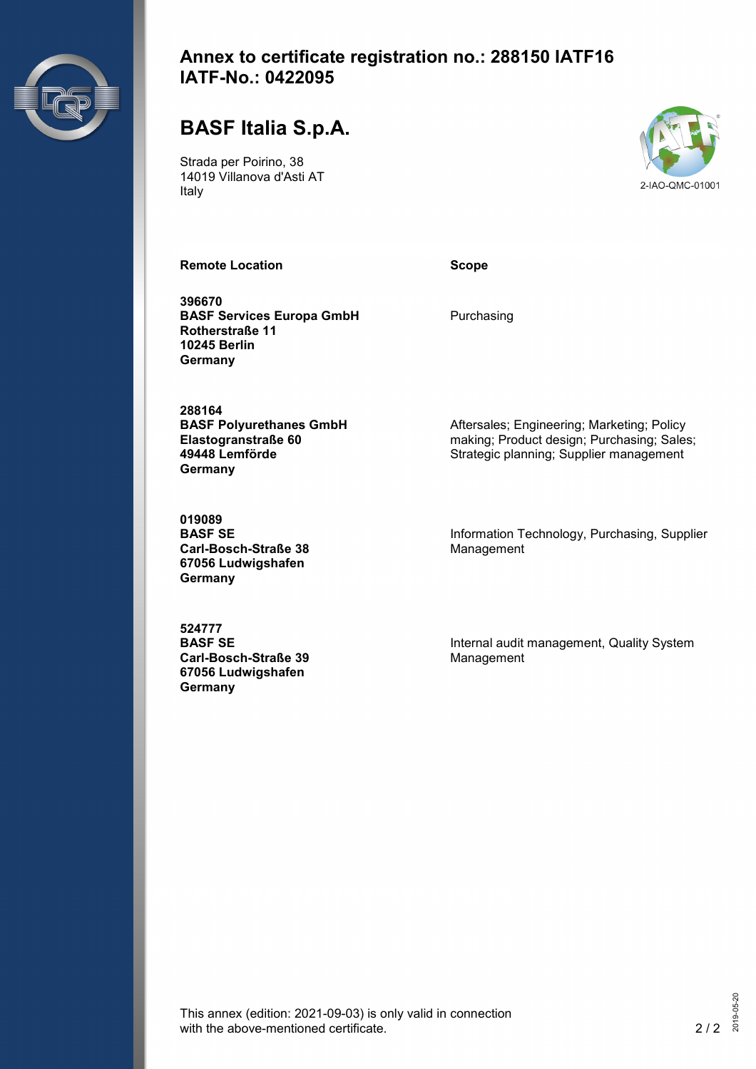# Annex to certificate registration no.: 288150 IATF16
# IATF-No.: 0422095

## BASF Italia S.p.A.

Strada per Poirino, 38
14019 Villanova d'Asti AT
Italy

2-IAO-QMC-01001

| Remote Location | Scope |
|---|---|
| **396670**<br>**BASF Services Europa GmbH**<br>**Rotherstraße 11**<br>**10245 Berlin**<br>**Germany** | Purchasing |
| **288164**<br>**BASF Polyurethanes GmbH**<br>**Elastogranstraße 60**<br>**49448 Lemförde**<br>**Germany** | Aftersales; Engineering; Marketing; Policy making; Product design; Purchasing; Sales; Strategic planning; Supplier management |
| **019089**<br>**BASF SE**<br>**Carl-Bosch-Straße 38**<br>**67056 Ludwigshafen**<br>**Germany** | Information Technology, Purchasing, Supplier Management |
| **524777**<br>**BASF SE**<br>**Carl-Bosch-Straße 39**<br>**67056 Ludwigshafen**<br>**Germany** | Internal audit management, Quality System Management |

This annex (edition: 2021-09-03) is only valid in connection with the above-mentioned certificate.

2019-05-20